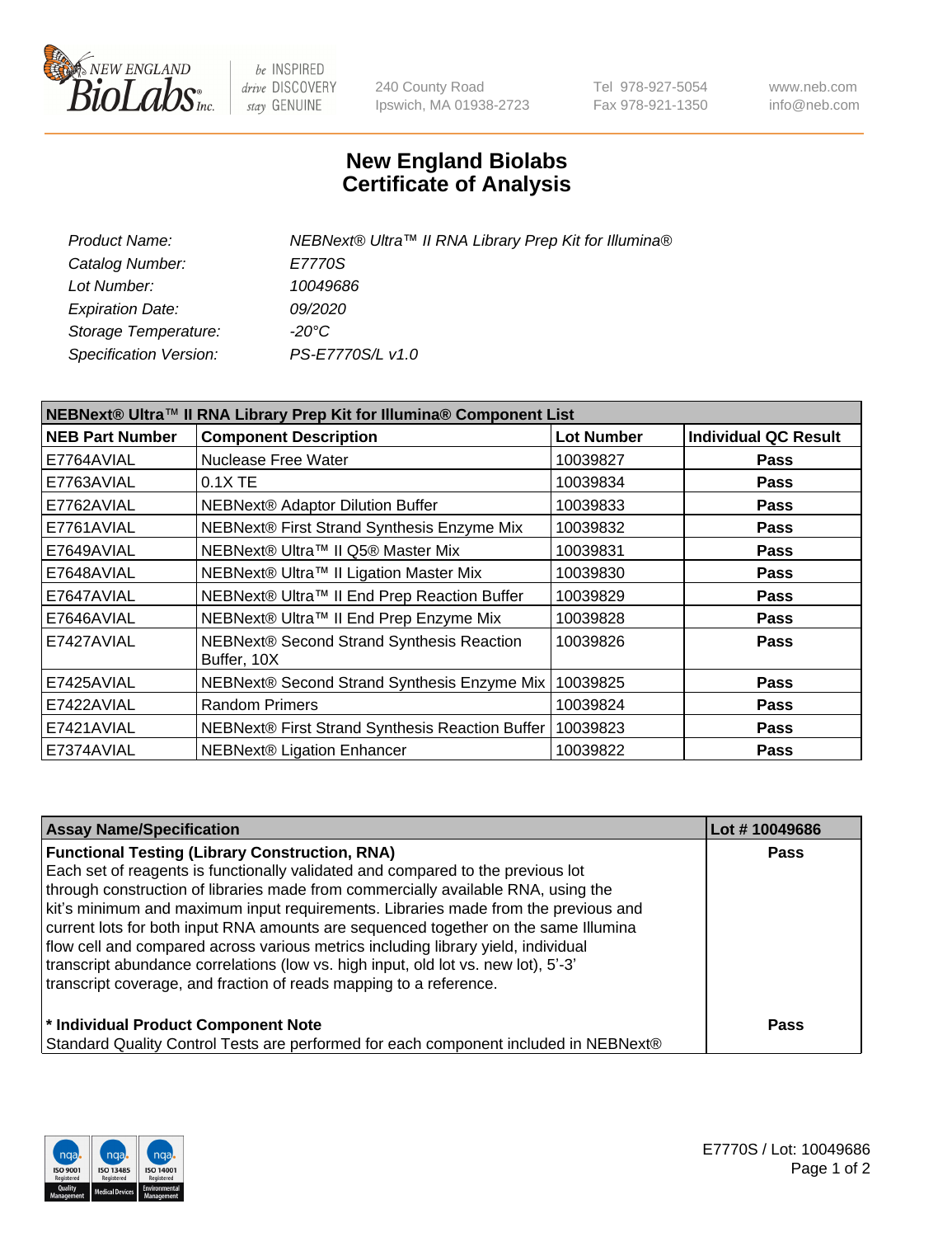New England Biolabs Inc. — be INSPIRED drive DISCOVERY stay GENUINE

240 County Road
Ipswich, MA 01938-2723

Tel 978-927-5054
Fax 978-921-1350

www.neb.com
info@neb.com

# New England Biolabs
# Certificate of Analysis

| | |
|---|---|
| *Product Name:* | *NEBNext® Ultra™ II RNA Library Prep Kit for Illumina®* |
| *Catalog Number:* | *E7770S* |
| *Lot Number:* | *10049686* |
| *Expiration Date:* | *09/2020* |
| *Storage Temperature:* | *-20°C* |
| *Specification Version:* | *PS-E7770S/L v1.0* |

**NEBNext® Ultra™ II RNA Library Prep Kit for Illumina® Component List**

| NEB Part Number | Component Description | Lot Number | Individual QC Result |
|---|---|---|---|
| E7764AVIAL | Nuclease Free Water | 10039827 | **Pass** |
| E7763AVIAL | 0.1X TE | 10039834 | **Pass** |
| E7762AVIAL | NEBNext® Adaptor Dilution Buffer | 10039833 | **Pass** |
| E7761AVIAL | NEBNext® First Strand Synthesis Enzyme Mix | 10039832 | **Pass** |
| E7649AVIAL | NEBNext® Ultra™ II Q5® Master Mix | 10039831 | **Pass** |
| E7648AVIAL | NEBNext® Ultra™ II Ligation Master Mix | 10039830 | **Pass** |
| E7647AVIAL | NEBNext® Ultra™ II End Prep Reaction Buffer | 10039829 | **Pass** |
| E7646AVIAL | NEBNext® Ultra™ II End Prep Enzyme Mix | 10039828 | **Pass** |
| E7427AVIAL | NEBNext® Second Strand Synthesis Reaction Buffer, 10X | 10039826 | **Pass** |
| E7425AVIAL | NEBNext® Second Strand Synthesis Enzyme Mix | 10039825 | **Pass** |
| E7422AVIAL | Random Primers | 10039824 | **Pass** |
| E7421AVIAL | NEBNext® First Strand Synthesis Reaction Buffer | 10039823 | **Pass** |
| E7374AVIAL | NEBNext® Ligation Enhancer | 10039822 | **Pass** |

| Assay Name/Specification | Lot # 10049686 |
|---|---|
| **Functional Testing (Library Construction, RNA)**<br>Each set of reagents is functionally validated and compared to the previous lot through construction of libraries made from commercially available RNA, using the kit's minimum and maximum input requirements. Libraries made from the previous and current lots for both input RNA amounts are sequenced together on the same Illumina flow cell and compared across various metrics including library yield, individual transcript abundance correlations (low vs. high input, old lot vs. new lot), 5'-3' transcript coverage, and fraction of reads mapping to a reference. | **Pass** |
| **\* Individual Product Component Note**<br>Standard Quality Control Tests are performed for each component included in NEBNext® | **Pass** |

E7770S / Lot: 10049686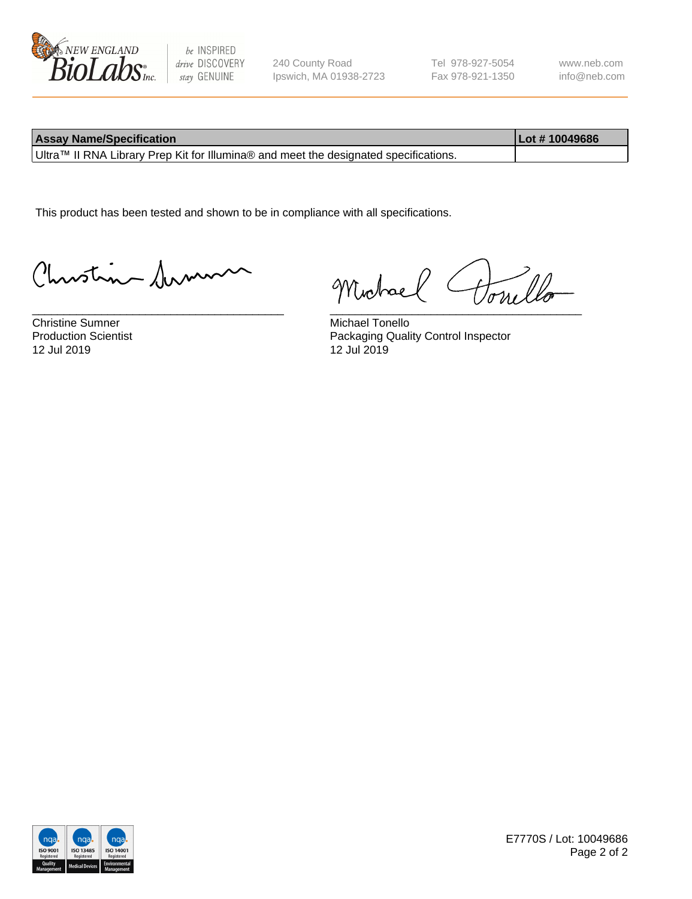NEW ENGLAND BioLabs Inc. | be INSPIRED drive DISCOVERY stay GENUINE | 240 County Road Ipswich, MA 01938-2723 | Tel 978-927-5054 Fax 978-921-1350 | www.neb.com info@neb.com

| Assay Name/Specification | Lot # 10049686 |
|---|---|
| Ultra™ II RNA Library Prep Kit for Illumina® and meet the designated specifications. | |

This product has been tested and shown to be in compliance with all specifications.

Christine Sumner
Production Scientist
12 Jul 2019

Michael Tonello
Packaging Quality Control Inspector
12 Jul 2019

E7770S / Lot: 10049686